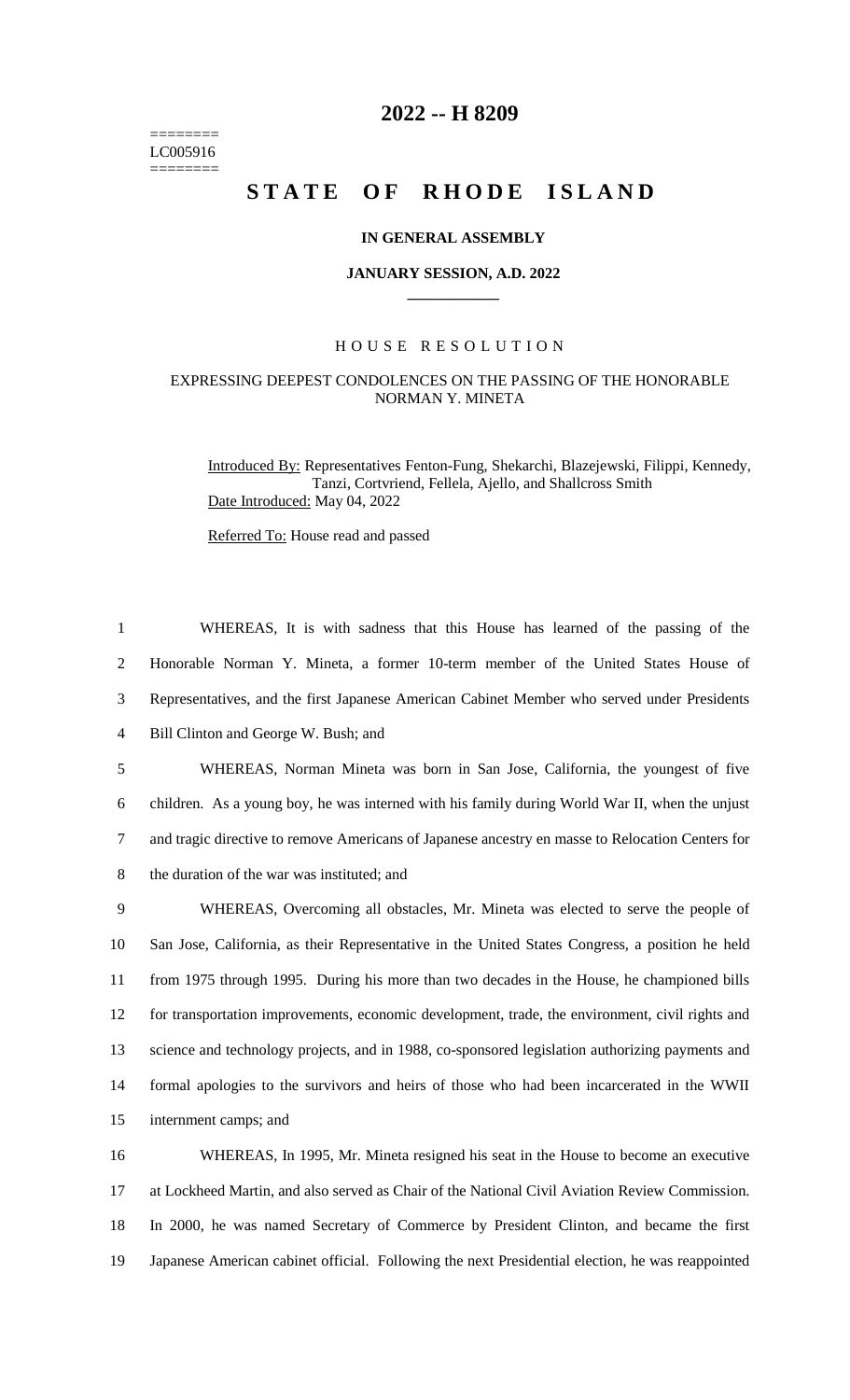# 2022 -- H 8209

========
LC005916
========

## STATE OF RHODE ISLAND

### IN GENERAL ASSEMBLY

### JANUARY SESSION, A.D. 2022

____________

HOUSE RESOLUTION

EXPRESSING DEEPEST CONDOLENCES ON THE PASSING OF THE HONORABLE NORMAN Y. MINETA

Introduced By: Representatives Fenton-Fung, Shekarchi, Blazejewski, Filippi, Kennedy, Tanzi, Cortvriend, Fellela, Ajello, and Shallcross Smith

Date Introduced: May 04, 2022

Referred To: House read and passed

WHEREAS, It is with sadness that this House has learned of the passing of the Honorable Norman Y. Mineta, a former 10-term member of the United States House of Representatives, and the first Japanese American Cabinet Member who served under Presidents Bill Clinton and George W. Bush; and

WHEREAS, Norman Mineta was born in San Jose, California, the youngest of five children. As a young boy, he was interned with his family during World War II, when the unjust and tragic directive to remove Americans of Japanese ancestry en masse to Relocation Centers for the duration of the war was instituted; and

WHEREAS, Overcoming all obstacles, Mr. Mineta was elected to serve the people of San Jose, California, as their Representative in the United States Congress, a position he held from 1975 through 1995. During his more than two decades in the House, he championed bills for transportation improvements, economic development, trade, the environment, civil rights and science and technology projects, and in 1988, co-sponsored legislation authorizing payments and formal apologies to the survivors and heirs of those who had been incarcerated in the WWII internment camps; and

WHEREAS, In 1995, Mr. Mineta resigned his seat in the House to become an executive at Lockheed Martin, and also served as Chair of the National Civil Aviation Review Commission. In 2000, he was named Secretary of Commerce by President Clinton, and became the first Japanese American cabinet official. Following the next Presidential election, he was reappointed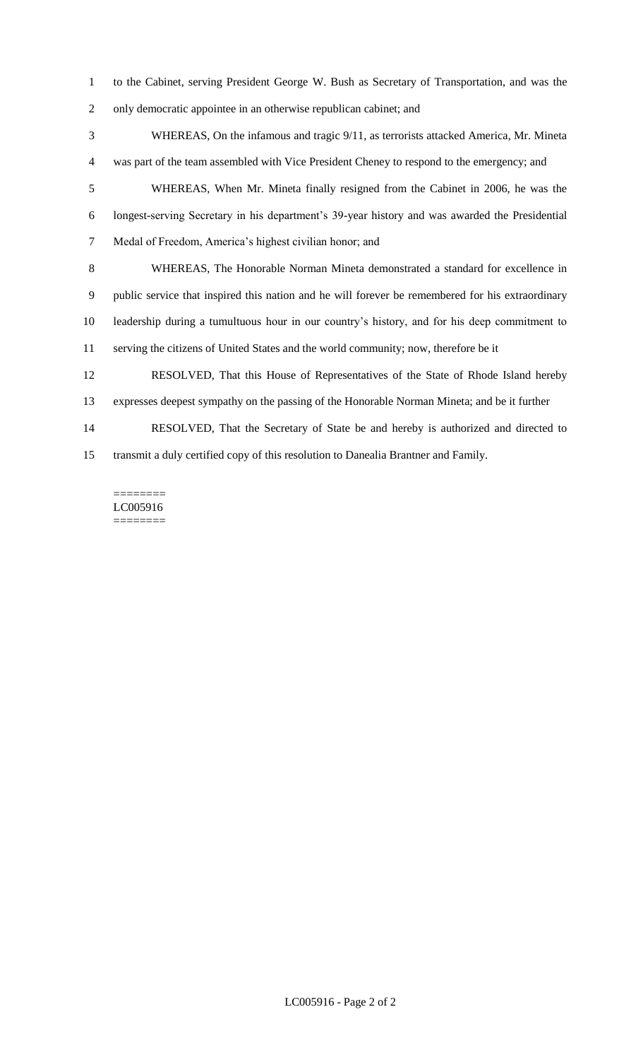to the Cabinet, serving President George W. Bush as Secretary of Transportation, and was the only democratic appointee in an otherwise republican cabinet; and

WHEREAS, On the infamous and tragic 9/11, as terrorists attacked America, Mr. Mineta was part of the team assembled with Vice President Cheney to respond to the emergency; and

WHEREAS, When Mr. Mineta finally resigned from the Cabinet in 2006, he was the longest-serving Secretary in his department's 39-year history and was awarded the Presidential Medal of Freedom, America's highest civilian honor; and

WHEREAS, The Honorable Norman Mineta demonstrated a standard for excellence in public service that inspired this nation and he will forever be remembered for his extraordinary leadership during a tumultuous hour in our country's history, and for his deep commitment to serving the citizens of United States and the world community; now, therefore be it

RESOLVED, That this House of Representatives of the State of Rhode Island hereby expresses deepest sympathy on the passing of the Honorable Norman Mineta; and be it further

RESOLVED, That the Secretary of State be and hereby is authorized and directed to transmit a duly certified copy of this resolution to Danealia Brantner and Family.

========
LC005916
========